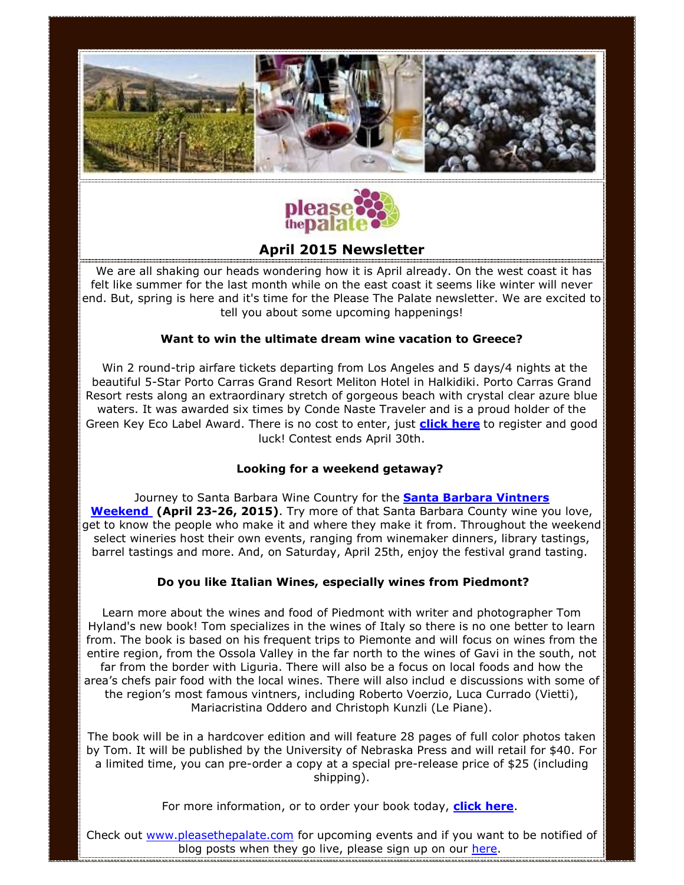please the palate

## April 2015 Newsletter

We are all shaking our heads wondering how it is April already. On the west coast it has felt like summer for the last month while on the east coast it seems like winter will never end. But, spring is here and it's time for the Please The Palate newsletter. We are excited to tell you about some upcoming happenings!

**Want to win the ultimate dream wine vacation to Greece?**

Win 2 round-trip airfare tickets departing from Los Angeles and 5 days/4 nights at the beautiful 5-Star Porto Carras Grand Resort Meliton Hotel in Halkidiki. Porto Carras Grand Resort rests along an extraordinary stretch of gorgeous beach with crystal clear azure blue waters. It was awarded six times by Conde Naste Traveler and is a proud holder of the Green Key Eco Label Award. There is no cost to enter, just **click here** to register and good luck! Contest ends April 30th.

**Looking for a weekend getaway?**

Journey to Santa Barbara Wine Country for the **Santa Barbara Vintners Weekend** **(April 23-26, 2015)**. Try more of that Santa Barbara County wine you love, get to know the people who make it and where they make it from. Throughout the weekend select wineries host their own events, ranging from winemaker dinners, library tastings, barrel tastings and more. And, on Saturday, April 25th, enjoy the festival grand tasting.

**Do you like Italian Wines, especially wines from Piedmont?**

Learn more about the wines and food of Piedmont with writer and photographer Tom Hyland's new book! Tom specializes in the wines of Italy so there is no one better to learn from. The book is based on his frequent trips to Piemonte and will focus on wines from the entire region, from the Ossola Valley in the far north to the wines of Gavi in the south, not far from the border with Liguria. There will also be a focus on local foods and how the area's chefs pair food with the local wines. There will also includ e discussions with some of the region's most famous vintners, including Roberto Voerzio, Luca Currado (Vietti), Mariacristina Oddero and Christoph Kunzli (Le Piane).

The book will be in a hardcover edition and will feature 28 pages of full color photos taken by Tom. It will be published by the University of Nebraska Press and will retail for $40. For a limited time, you can pre-order a copy at a special pre-release price of $25 (including shipping).

For more information, or to order your book today, **click here**.

Check out www.pleasethepalate.com for upcoming events and if you want to be notified of blog posts when they go live, please sign up on our here.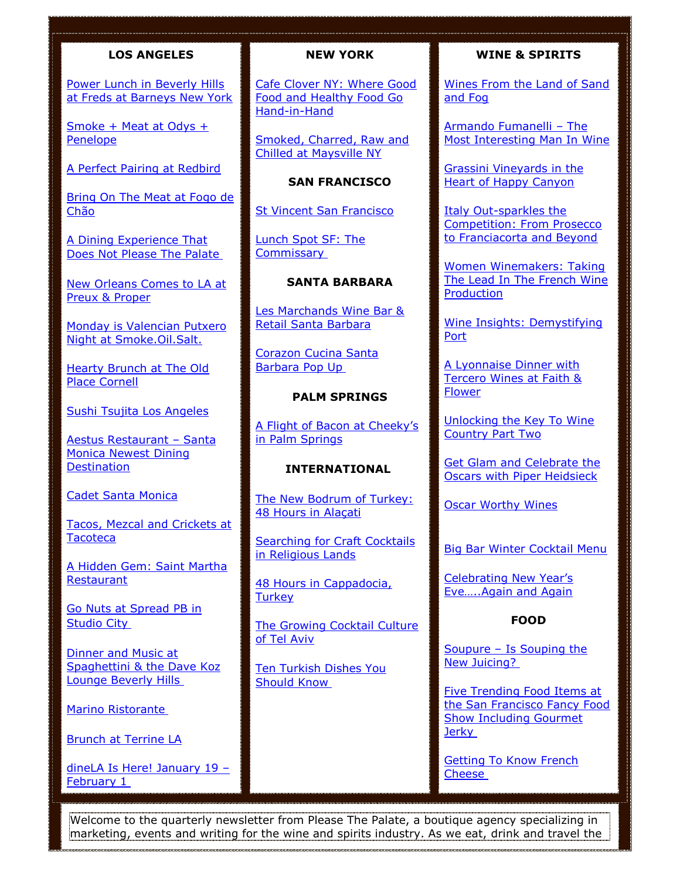## LOS ANGELES

Power Lunch in Beverly Hills at Freds at Barneys New York

Smoke + Meat at Odys + Penelope

A Perfect Pairing at Redbird

Bring On The Meat at Fogo de Chão

A Dining Experience That Does Not Please The Palate

New Orleans Comes to LA at Preux & Proper

Monday is Valencian Putxero Night at Smoke.Oil.Salt.

Hearty Brunch at The Old Place Cornell

Sushi Tsujita Los Angeles

Aestus Restaurant – Santa Monica Newest Dining Destination

Cadet Santa Monica

Tacos, Mezcal and Crickets at Tacoteca

A Hidden Gem: Saint Martha Restaurant

Go Nuts at Spread PB in Studio City

Dinner and Music at Spaghettini & the Dave Koz Lounge Beverly Hills

Marino Ristorante

Brunch at Terrine LA

dineLA Is Here! January 19 – February 1

## NEW YORK

Cafe Clover NY: Where Good Food and Healthy Food Go Hand-in-Hand

Smoked, Charred, Raw and Chilled at Maysville NY

## SAN FRANCISCO

St Vincent San Francisco

Lunch Spot SF: The Commissary

## SANTA BARBARA

Les Marchands Wine Bar & Retail Santa Barbara

Corazon Cucina Santa Barbara Pop Up

## PALM SPRINGS

A Flight of Bacon at Cheeky's in Palm Springs

## INTERNATIONAL

The New Bodrum of Turkey: 48 Hours in Alaçati

Searching for Craft Cocktails in Religious Lands

48 Hours in Cappadocia, Turkey

The Growing Cocktail Culture of Tel Aviv

Ten Turkish Dishes You Should Know

## WINE & SPIRITS

Wines From the Land of Sand and Fog

Armando Fumanelli – The Most Interesting Man In Wine

Grassini Vineyards in the Heart of Happy Canyon

Italy Out-sparkles the Competition: From Prosecco to Franciacorta and Beyond

Women Winemakers: Taking The Lead In The French Wine Production

Wine Insights: Demystifying Port

A Lyonnaise Dinner with Tercero Wines at Faith & Flower

Unlocking the Key To Wine Country Part Two

Get Glam and Celebrate the Oscars with Piper Heidsieck

Oscar Worthy Wines

Big Bar Winter Cocktail Menu

Celebrating New Year's Eve…..Again and Again

## FOOD

Soupure – Is Souping the New Juicing?

Five Trending Food Items at the San Francisco Fancy Food Show Including Gourmet Jerky

Getting To Know French Cheese

Welcome to the quarterly newsletter from Please The Palate, a boutique agency specializing in marketing, events and writing for the wine and spirits industry. As we eat, drink and travel the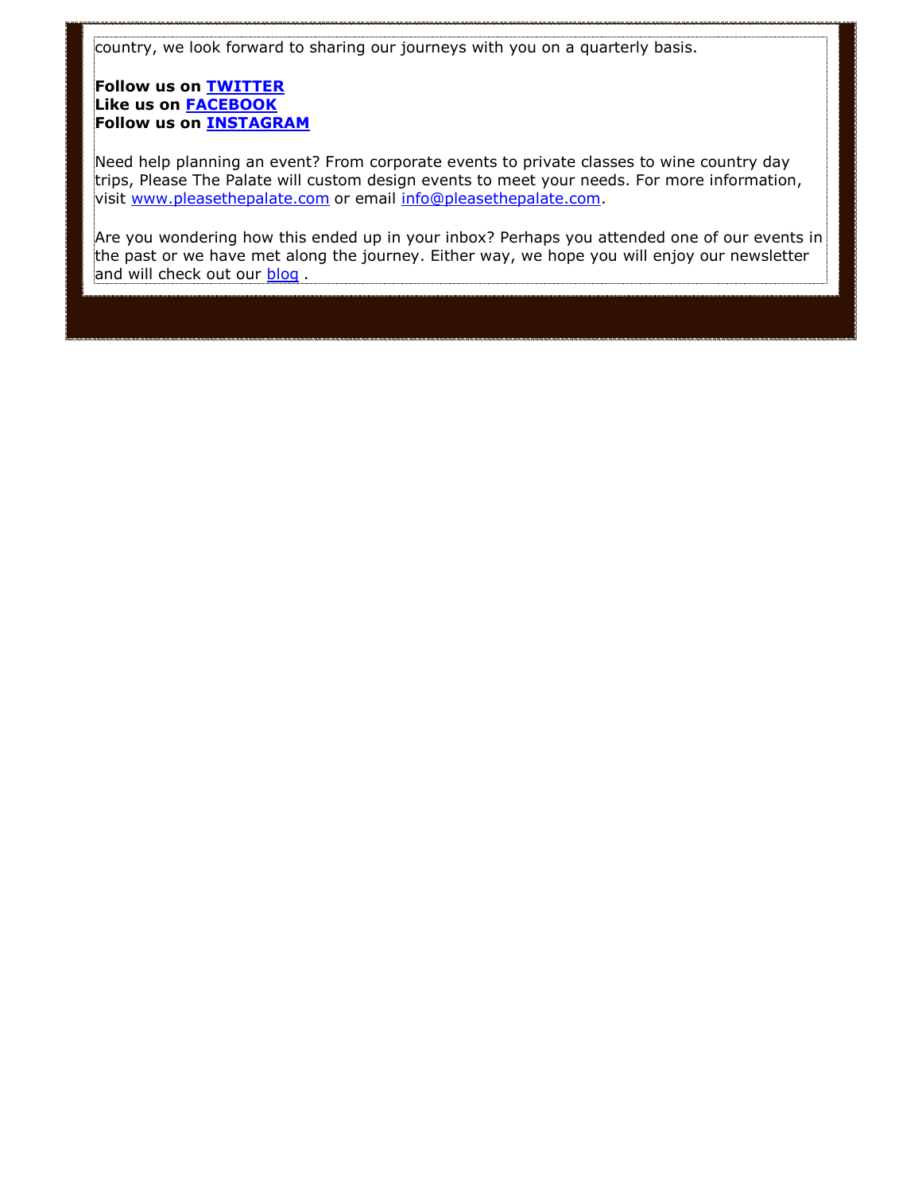country, we look forward to sharing our journeys with you on a quarterly basis.

**Follow us on TWITTER**
**Like us on FACEBOOK**
**Follow us on INSTAGRAM**

Need help planning an event? From corporate events to private classes to wine country day trips, Please The Palate will custom design events to meet your needs. For more information, visit www.pleasethepalate.com or email info@pleasethepalate.com.

Are you wondering how this ended up in your inbox? Perhaps you attended one of our events in the past or we have met along the journey. Either way, we hope you will enjoy our newsletter and will check out our blog .